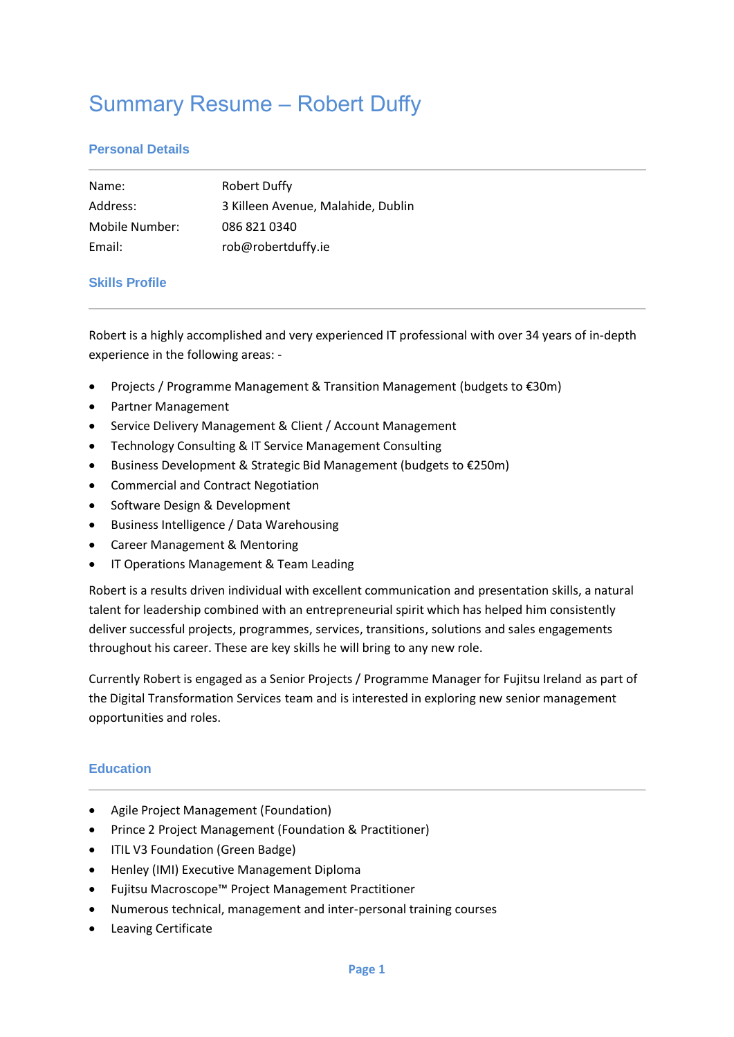# Summary Resume – Robert Duffy

## Personal Details

| | |
|---|---|
| Name: | Robert Duffy |
| Address: | 3 Killeen Avenue, Malahide, Dublin |
| Mobile Number: | 086 821 0340 |
| Email: | rob@robertduffy.ie |

## Skills Profile

Robert is a highly accomplished and very experienced IT professional with over 34 years of in-depth experience in the following areas: -

- Projects / Programme Management & Transition Management (budgets to €30m)
- Partner Management
- Service Delivery Management & Client / Account Management
- Technology Consulting & IT Service Management Consulting
- Business Development & Strategic Bid Management (budgets to €250m)
- Commercial and Contract Negotiation
- Software Design & Development
- Business Intelligence / Data Warehousing
- Career Management & Mentoring
- IT Operations Management & Team Leading

Robert is a results driven individual with excellent communication and presentation skills, a natural talent for leadership combined with an entrepreneurial spirit which has helped him consistently deliver successful projects, programmes, services, transitions, solutions and sales engagements throughout his career. These are key skills he will bring to any new role.

Currently Robert is engaged as a Senior Projects / Programme Manager for Fujitsu Ireland as part of the Digital Transformation Services team and is interested in exploring new senior management opportunities and roles.

## Education

- Agile Project Management (Foundation)
- Prince 2 Project Management (Foundation & Practitioner)
- ITIL V3 Foundation (Green Badge)
- Henley (IMI) Executive Management Diploma
- Fujitsu Macroscope™ Project Management Practitioner
- Numerous technical, management and inter-personal training courses
- Leaving Certificate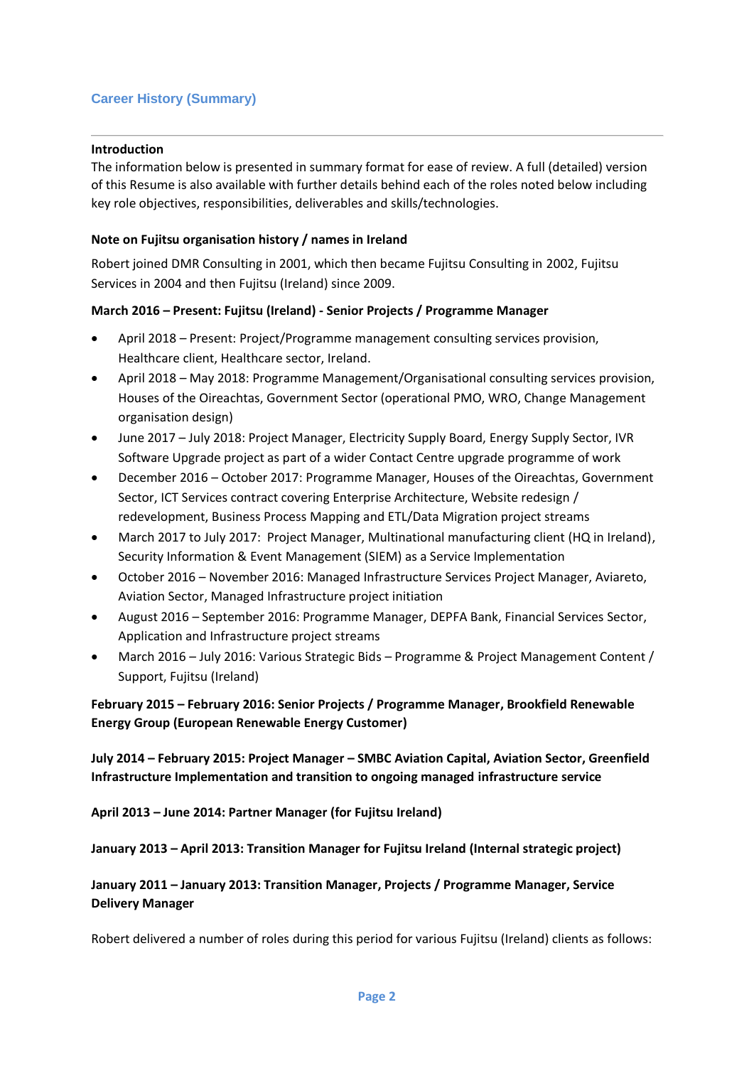## Career History (Summary)

---

**Introduction**

The information below is presented in summary format for ease of review. A full (detailed) version of this Resume is also available with further details behind each of the roles noted below including key role objectives, responsibilities, deliverables and skills/technologies.

**Note on Fujitsu organisation history / names in Ireland**

Robert joined DMR Consulting in 2001, which then became Fujitsu Consulting in 2002, Fujitsu Services in 2004 and then Fujitsu (Ireland) since 2009.

**March 2016 – Present: Fujitsu (Ireland) - Senior Projects / Programme Manager**

- April 2018 – Present: Project/Programme management consulting services provision, Healthcare client, Healthcare sector, Ireland.
- April 2018 – May 2018: Programme Management/Organisational consulting services provision, Houses of the Oireachtas, Government Sector (operational PMO, WRO, Change Management organisation design)
- June 2017 – July 2018: Project Manager, Electricity Supply Board, Energy Supply Sector, IVR Software Upgrade project as part of a wider Contact Centre upgrade programme of work
- December 2016 – October 2017: Programme Manager, Houses of the Oireachtas, Government Sector, ICT Services contract covering Enterprise Architecture, Website redesign / redevelopment, Business Process Mapping and ETL/Data Migration project streams
- March 2017 to July 2017: Project Manager, Multinational manufacturing client (HQ in Ireland), Security Information & Event Management (SIEM) as a Service Implementation
- October 2016 – November 2016: Managed Infrastructure Services Project Manager, Aviareto, Aviation Sector, Managed Infrastructure project initiation
- August 2016 – September 2016: Programme Manager, DEPFA Bank, Financial Services Sector, Application and Infrastructure project streams
- March 2016 – July 2016: Various Strategic Bids – Programme & Project Management Content / Support, Fujitsu (Ireland)

**February 2015 – February 2016: Senior Projects / Programme Manager, Brookfield Renewable Energy Group (European Renewable Energy Customer)**

**July 2014 – February 2015: Project Manager – SMBC Aviation Capital, Aviation Sector, Greenfield Infrastructure Implementation and transition to ongoing managed infrastructure service**

**April 2013 – June 2014: Partner Manager (for Fujitsu Ireland)**

**January 2013 – April 2013: Transition Manager for Fujitsu Ireland (Internal strategic project)**

**January 2011 – January 2013: Transition Manager, Projects / Programme Manager, Service Delivery Manager**

Robert delivered a number of roles during this period for various Fujitsu (Ireland) clients as follows: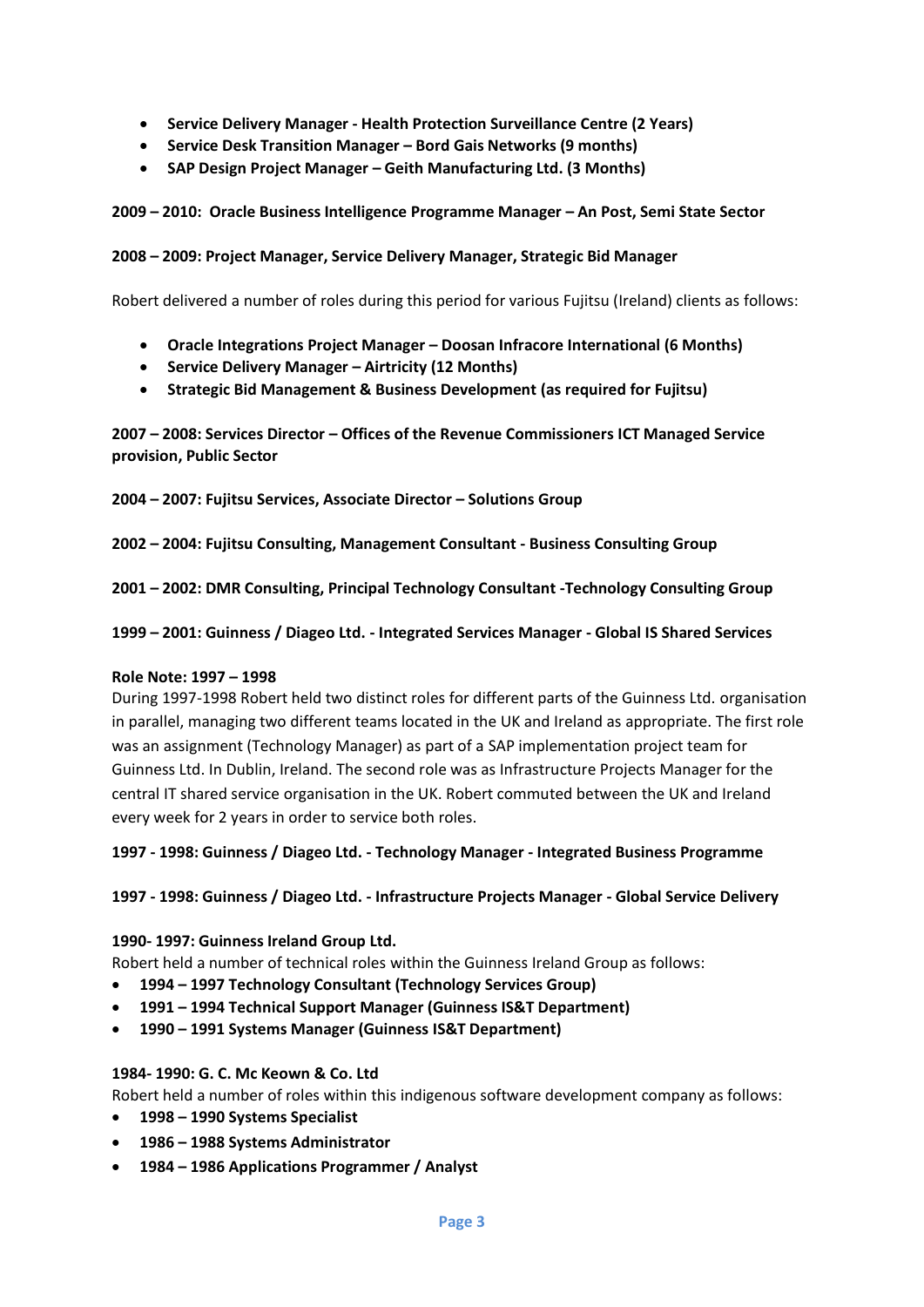- **Service Delivery Manager - Health Protection Surveillance Centre (2 Years)**
- **Service Desk Transition Manager – Bord Gais Networks (9 months)**
- **SAP Design Project Manager – Geith Manufacturing Ltd. (3 Months)**

**2009 – 2010: Oracle Business Intelligence Programme Manager – An Post, Semi State Sector**

**2008 – 2009: Project Manager, Service Delivery Manager, Strategic Bid Manager**

Robert delivered a number of roles during this period for various Fujitsu (Ireland) clients as follows:

- **Oracle Integrations Project Manager – Doosan Infracore International (6 Months)**
- **Service Delivery Manager – Airtricity (12 Months)**
- **Strategic Bid Management & Business Development (as required for Fujitsu)**

**2007 – 2008: Services Director – Offices of the Revenue Commissioners ICT Managed Service provision, Public Sector**

**2004 – 2007: Fujitsu Services, Associate Director – Solutions Group**

**2002 – 2004: Fujitsu Consulting, Management Consultant - Business Consulting Group**

**2001 – 2002: DMR Consulting, Principal Technology Consultant -Technology Consulting Group**

**1999 – 2001: Guinness / Diageo Ltd. - Integrated Services Manager - Global IS Shared Services**

**Role Note: 1997 – 1998**
During 1997-1998 Robert held two distinct roles for different parts of the Guinness Ltd. organisation in parallel, managing two different teams located in the UK and Ireland as appropriate. The first role was an assignment (Technology Manager) as part of a SAP implementation project team for Guinness Ltd. In Dublin, Ireland. The second role was as Infrastructure Projects Manager for the central IT shared service organisation in the UK. Robert commuted between the UK and Ireland every week for 2 years in order to service both roles.

**1997 - 1998: Guinness / Diageo Ltd. - Technology Manager - Integrated Business Programme**

**1997 - 1998: Guinness / Diageo Ltd. - Infrastructure Projects Manager - Global Service Delivery**

**1990- 1997: Guinness Ireland Group Ltd.**
Robert held a number of technical roles within the Guinness Ireland Group as follows:

- **1994 – 1997 Technology Consultant (Technology Services Group)**
- **1991 – 1994 Technical Support Manager (Guinness IS&T Department)**
- **1990 – 1991 Systems Manager (Guinness IS&T Department)**

**1984- 1990: G. C. Mc Keown & Co. Ltd**
Robert held a number of roles within this indigenous software development company as follows:

- **1998 – 1990 Systems Specialist**
- **1986 – 1988 Systems Administrator**
- **1984 – 1986 Applications Programmer / Analyst**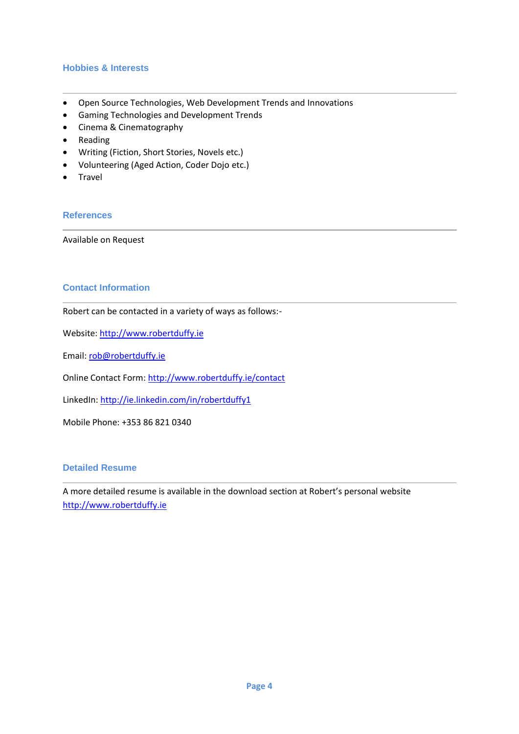## Hobbies & Interests

- Open Source Technologies, Web Development Trends and Innovations
- Gaming Technologies and Development Trends
- Cinema & Cinematography
- Reading
- Writing (Fiction, Short Stories, Novels etc.)
- Volunteering (Aged Action, Coder Dojo etc.)
- Travel

## References

Available on Request

## Contact Information

Robert can be contacted in a variety of ways as follows:-

Website: http://www.robertduffy.ie

Email: rob@robertduffy.ie

Online Contact Form: http://www.robertduffy.ie/contact

LinkedIn: http://ie.linkedin.com/in/robertduffy1

Mobile Phone: +353 86 821 0340

## Detailed Resume

A more detailed resume is available in the download section at Robert's personal website http://www.robertduffy.ie